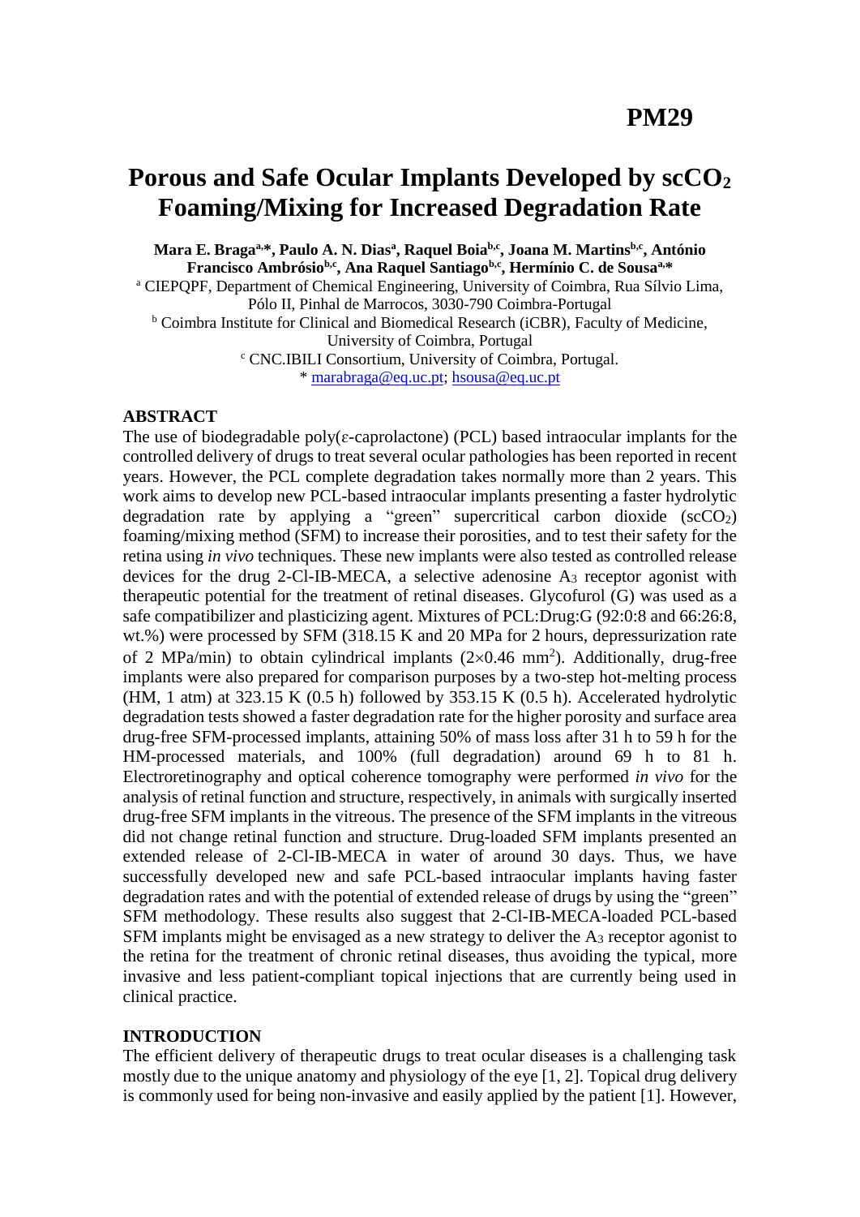PM29

# Porous and Safe Ocular Implants Developed by $scCO_2$ Foaming/Mixing for Increased Degradation Rate

**Mara E. Braga[a,*], Paulo A. N. Dias[a], Raquel Boia[b,c], Joana M. Martins[b,c], António Francisco Ambrósio[b,c], Ana Raquel Santiago[b,c], Hermínio C. de Sousa[a,*]**

[a] CIEPQPF, Department of Chemical Engineering, University of Coimbra, Rua Sílvio Lima, Pólo II, Pinhal de Marrocos, 3030-790 Coimbra-Portugal

[b] Coimbra Institute for Clinical and Biomedical Research (iCBR), Faculty of Medicine, University of Coimbra, Portugal

[c] CNC.IBILI Consortium, University of Coimbra, Portugal.

* marabraga@eq.uc.pt; hsousa@eq.uc.pt

## ABSTRACT

The use of biodegradable poly(ε-caprolactone) (PCL) based intraocular implants for the controlled delivery of drugs to treat several ocular pathologies has been reported in recent years. However, the PCL complete degradation takes normally more than 2 years. This work aims to develop new PCL-based intraocular implants presenting a faster hydrolytic degradation rate by applying a "green" supercritical carbon dioxide ($scCO_2$) foaming/mixing method (SFM) to increase their porosities, and to test their safety for the retina using *in vivo* techniques. These new implants were also tested as controlled release devices for the drug 2-Cl-IB-MECA, a selective adenosine $A_3$ receptor agonist with therapeutic potential for the treatment of retinal diseases. Glycofurol (G) was used as a safe compatibilizer and plasticizing agent. Mixtures of PCL:Drug:G (92:0:8 and 66:26:8, wt.%) were processed by SFM (318.15 K and 20 MPa for 2 hours, depressurization rate of 2 MPa/min) to obtain cylindrical implants ($2 \times 0.46$ mm$^2$). Additionally, drug-free implants were also prepared for comparison purposes by a two-step hot-melting process (HM, 1 atm) at 323.15 K (0.5 h) followed by 353.15 K (0.5 h). Accelerated hydrolytic degradation tests showed a faster degradation rate for the higher porosity and surface area drug-free SFM-processed implants, attaining 50% of mass loss after 31 h to 59 h for the HM-processed materials, and 100% (full degradation) around 69 h to 81 h. Electroretinography and optical coherence tomography were performed *in vivo* for the analysis of retinal function and structure, respectively, in animals with surgically inserted drug-free SFM implants in the vitreous. The presence of the SFM implants in the vitreous did not change retinal function and structure. Drug-loaded SFM implants presented an extended release of 2-Cl-IB-MECA in water of around 30 days. Thus, we have successfully developed new and safe PCL-based intraocular implants having faster degradation rates and with the potential of extended release of drugs by using the "green" SFM methodology. These results also suggest that 2-Cl-IB-MECA-loaded PCL-based SFM implants might be envisaged as a new strategy to deliver the $A_3$ receptor agonist to the retina for the treatment of chronic retinal diseases, thus avoiding the typical, more invasive and less patient-compliant topical injections that are currently being used in clinical practice.

## INTRODUCTION

The efficient delivery of therapeutic drugs to treat ocular diseases is a challenging task mostly due to the unique anatomy and physiology of the eye [1, 2]. Topical drug delivery is commonly used for being non-invasive and easily applied by the patient [1]. However,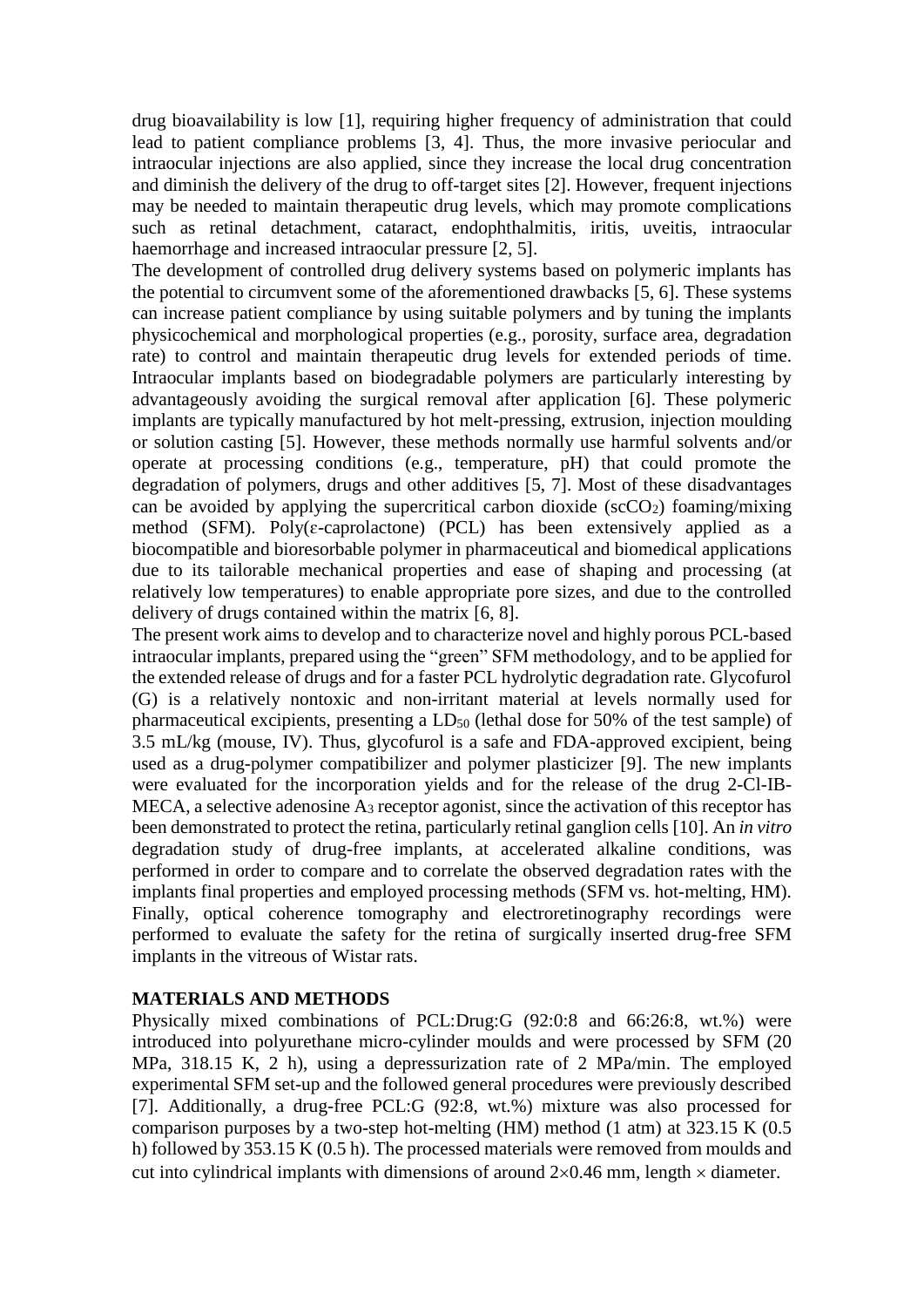drug bioavailability is low [1], requiring higher frequency of administration that could lead to patient compliance problems [3, 4]. Thus, the more invasive periocular and intraocular injections are also applied, since they increase the local drug concentration and diminish the delivery of the drug to off-target sites [2]. However, frequent injections may be needed to maintain therapeutic drug levels, which may promote complications such as retinal detachment, cataract, endophthalmitis, iritis, uveitis, intraocular haemorrhage and increased intraocular pressure [2, 5].

The development of controlled drug delivery systems based on polymeric implants has the potential to circumvent some of the aforementioned drawbacks [5, 6]. These systems can increase patient compliance by using suitable polymers and by tuning the implants physicochemical and morphological properties (e.g., porosity, surface area, degradation rate) to control and maintain therapeutic drug levels for extended periods of time. Intraocular implants based on biodegradable polymers are particularly interesting by advantageously avoiding the surgical removal after application [6]. These polymeric implants are typically manufactured by hot melt-pressing, extrusion, injection moulding or solution casting [5]. However, these methods normally use harmful solvents and/or operate at processing conditions (e.g., temperature, pH) that could promote the degradation of polymers, drugs and other additives [5, 7]. Most of these disadvantages can be avoided by applying the supercritical carbon dioxide ($scCO_2$) foaming/mixing method (SFM). Poly(ε-caprolactone) (PCL) has been extensively applied as a biocompatible and bioresorbable polymer in pharmaceutical and biomedical applications due to its tailorable mechanical properties and ease of shaping and processing (at relatively low temperatures) to enable appropriate pore sizes, and due to the controlled delivery of drugs contained within the matrix [6, 8].

The present work aims to develop and to characterize novel and highly porous PCL-based intraocular implants, prepared using the "green" SFM methodology, and to be applied for the extended release of drugs and for a faster PCL hydrolytic degradation rate. Glycofurol (G) is a relatively nontoxic and non-irritant material at levels normally used for pharmaceutical excipients, presenting a $LD_{50}$ (lethal dose for 50% of the test sample) of 3.5 mL/kg (mouse, IV). Thus, glycofurol is a safe and FDA-approved excipient, being used as a drug-polymer compatibilizer and polymer plasticizer [9]. The new implants were evaluated for the incorporation yields and for the release of the drug 2-Cl-IB-MECA, a selective adenosine $A_3$ receptor agonist, since the activation of this receptor has been demonstrated to protect the retina, particularly retinal ganglion cells [10]. An *in vitro* degradation study of drug-free implants, at accelerated alkaline conditions, was performed in order to compare and to correlate the observed degradation rates with the implants final properties and employed processing methods (SFM vs. hot-melting, HM). Finally, optical coherence tomography and electroretinography recordings were performed to evaluate the safety for the retina of surgically inserted drug-free SFM implants in the vitreous of Wistar rats.

## MATERIALS AND METHODS

Physically mixed combinations of PCL:Drug:G (92:0:8 and 66:26:8, wt.%) were introduced into polyurethane micro-cylinder moulds and were processed by SFM (20 MPa, 318.15 K, 2 h), using a depressurization rate of 2 MPa/min. The employed experimental SFM set-up and the followed general procedures were previously described [7]. Additionally, a drug-free PCL:G (92:8, wt.%) mixture was also processed for comparison purposes by a two-step hot-melting (HM) method (1 atm) at 323.15 K (0.5 h) followed by 353.15 K (0.5 h). The processed materials were removed from moulds and cut into cylindrical implants with dimensions of around $2\times0.46$ mm, length $\times$ diameter.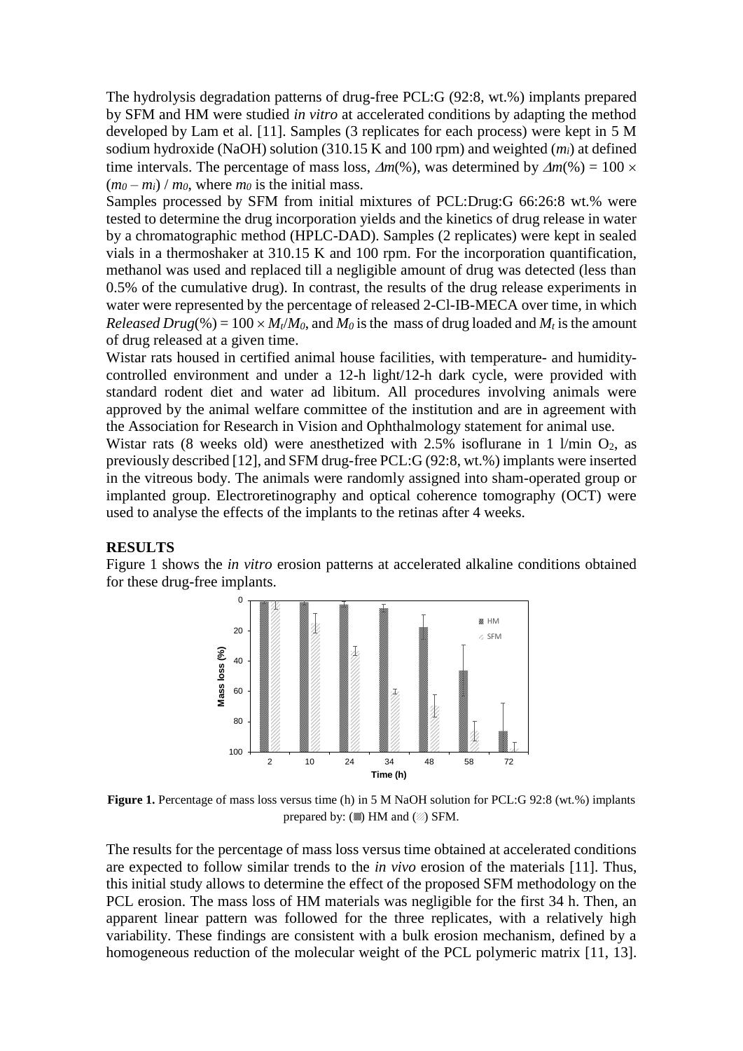The hydrolysis degradation patterns of drug-free PCL:G (92:8, wt.%) implants prepared by SFM and HM were studied *in vitro* at accelerated conditions by adapting the method developed by Lam et al. [11]. Samples (3 replicates for each process) were kept in 5 M sodium hydroxide (NaOH) solution (310.15 K and 100 rpm) and weighted ($m_i$) at defined time intervals. The percentage of mass loss, $\Delta m(\%)$, was determined by $\Delta m(\%) = 100 \times (m_0 - m_i) / m_0$, where $m_0$ is the initial mass.

Samples processed by SFM from initial mixtures of PCL:Drug:G 66:26:8 wt.% were tested to determine the drug incorporation yields and the kinetics of drug release in water by a chromatographic method (HPLC-DAD). Samples (2 replicates) were kept in sealed vials in a thermoshaker at 310.15 K and 100 rpm. For the incorporation quantification, methanol was used and replaced till a negligible amount of drug was detected (less than 0.5% of the cumulative drug). In contrast, the results of the drug release experiments in water were represented by the percentage of released 2-Cl-IB-MECA over time, in which *Released Drug*(%) = $100 \times M_t/M_0$, and $M_0$ is the mass of drug loaded and $M_t$ is the amount of drug released at a given time.

Wistar rats housed in certified animal house facilities, with temperature- and humidity-controlled environment and under a 12-h light/12-h dark cycle, were provided with standard rodent diet and water ad libitum. All procedures involving animals were approved by the animal welfare committee of the institution and are in agreement with the Association for Research in Vision and Ophthalmology statement for animal use.

Wistar rats (8 weeks old) were anesthetized with 2.5% isoflurane in 1 l/min $O_2$, as previously described [12], and SFM drug-free PCL:G (92:8, wt.%) implants were inserted in the vitreous body. The animals were randomly assigned into sham-operated group or implanted group. Electroretinography and optical coherence tomography (OCT) were used to analyse the effects of the implants to the retinas after 4 weeks.

## RESULTS

Figure 1 shows the *in vitro* erosion patterns at accelerated alkaline conditions obtained for these drug-free implants.

**Figure 1.** Percentage of mass loss versus time (h) in 5 M NaOH solution for PCL:G 92:8 (wt.%) implants prepared by: (▩) HM and (▨) SFM.

The results for the percentage of mass loss versus time obtained at accelerated conditions are expected to follow similar trends to the *in vivo* erosion of the materials [11]. Thus, this initial study allows to determine the effect of the proposed SFM methodology on the PCL erosion. The mass loss of HM materials was negligible for the first 34 h. Then, an apparent linear pattern was followed for the three replicates, with a relatively high variability. These findings are consistent with a bulk erosion mechanism, defined by a homogeneous reduction of the molecular weight of the PCL polymeric matrix [11, 13].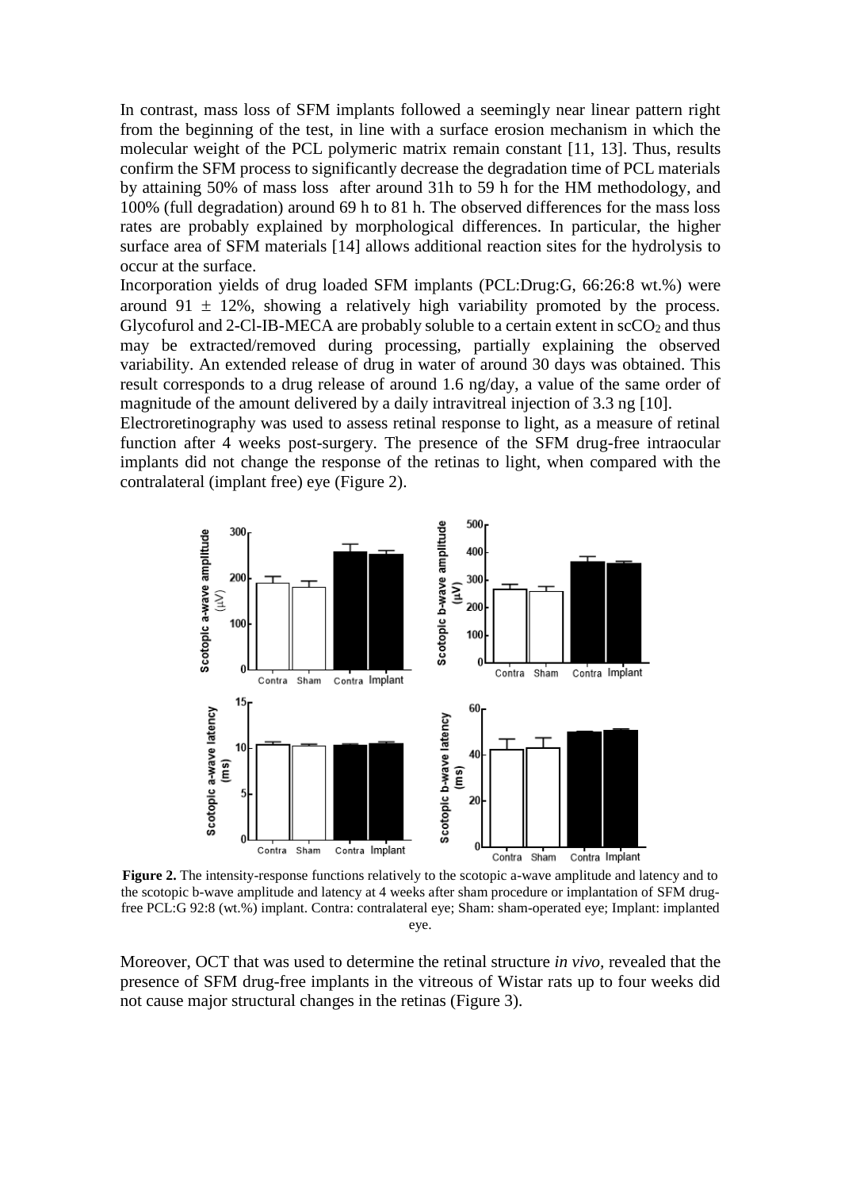In contrast, mass loss of SFM implants followed a seemingly near linear pattern right from the beginning of the test, in line with a surface erosion mechanism in which the molecular weight of the PCL polymeric matrix remain constant [11, 13]. Thus, results confirm the SFM process to significantly decrease the degradation time of PCL materials by attaining 50% of mass loss after around 31h to 59 h for the HM methodology, and 100% (full degradation) around 69 h to 81 h. The observed differences for the mass loss rates are probably explained by morphological differences. In particular, the higher surface area of SFM materials [14] allows additional reaction sites for the hydrolysis to occur at the surface.

Incorporation yields of drug loaded SFM implants (PCL:Drug:G, 66:26:8 wt.%) were around 91 ± 12%, showing a relatively high variability promoted by the process. Glycofurol and 2-Cl-IB-MECA are probably soluble to a certain extent in $scCO_2$ and thus may be extracted/removed during processing, partially explaining the observed variability. An extended release of drug in water of around 30 days was obtained. This result corresponds to a drug release of around 1.6 ng/day, a value of the same order of magnitude of the amount delivered by a daily intravitreal injection of 3.3 ng [10].

Electroretinography was used to assess retinal response to light, as a measure of retinal function after 4 weeks post-surgery. The presence of the SFM drug-free intraocular implants did not change the response of the retinas to light, when compared with the contralateral (implant free) eye (Figure 2).

**Figure 2.** The intensity-response functions relatively to the scotopic a-wave amplitude and latency and to the scotopic b-wave amplitude and latency at 4 weeks after sham procedure or implantation of SFM drug-free PCL:G 92:8 (wt.%) implant. Contra: contralateral eye; Sham: sham-operated eye; Implant: implanted eye.

Moreover, OCT that was used to determine the retinal structure *in vivo*, revealed that the presence of SFM drug-free implants in the vitreous of Wistar rats up to four weeks did not cause major structural changes in the retinas (Figure 3).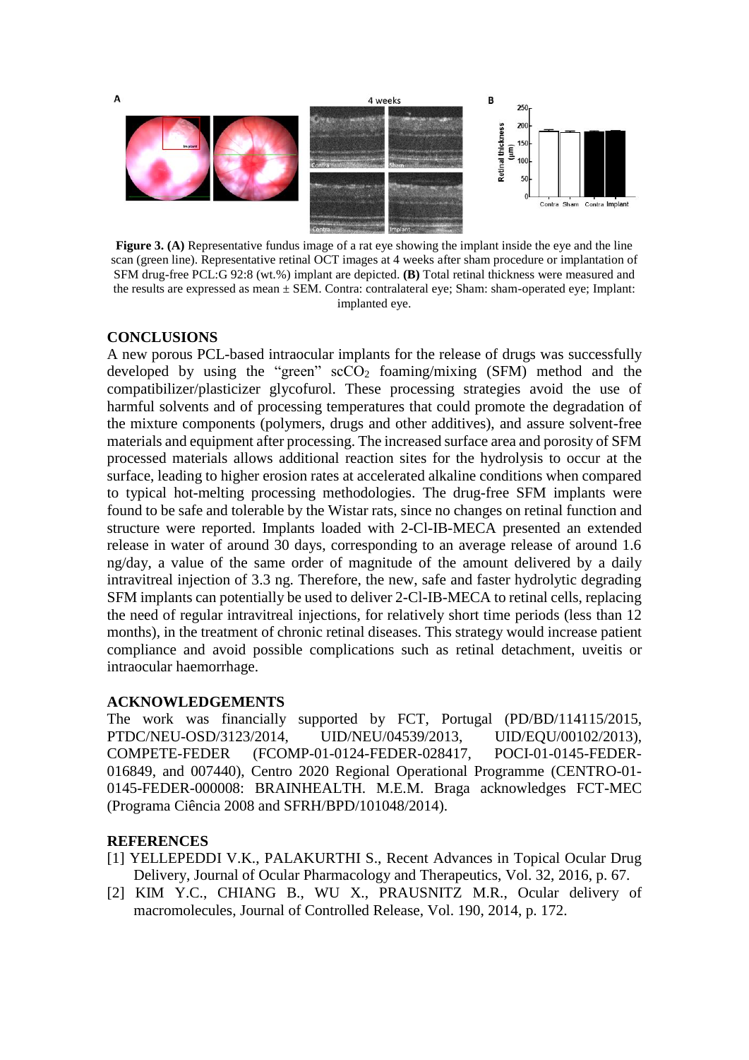**Figure 3. (A)** Representative fundus image of a rat eye showing the implant inside the eye and the line scan (green line). Representative retinal OCT images at 4 weeks after sham procedure or implantation of SFM drug-free PCL:G 92:8 (wt.%) implant are depicted. **(B)** Total retinal thickness were measured and the results are expressed as mean ± SEM. Contra: contralateral eye; Sham: sham-operated eye; Implant: implanted eye.

## CONCLUSIONS

A new porous PCL-based intraocular implants for the release of drugs was successfully developed by using the "green" $scCO_2$ foaming/mixing (SFM) method and the compatibilizer/plasticizer glycofurol. These processing strategies avoid the use of harmful solvents and of processing temperatures that could promote the degradation of the mixture components (polymers, drugs and other additives), and assure solvent-free materials and equipment after processing. The increased surface area and porosity of SFM processed materials allows additional reaction sites for the hydrolysis to occur at the surface, leading to higher erosion rates at accelerated alkaline conditions when compared to typical hot-melting processing methodologies. The drug-free SFM implants were found to be safe and tolerable by the Wistar rats, since no changes on retinal function and structure were reported. Implants loaded with 2-Cl-IB-MECA presented an extended release in water of around 30 days, corresponding to an average release of around 1.6 ng/day, a value of the same order of magnitude of the amount delivered by a daily intravitreal injection of 3.3 ng. Therefore, the new, safe and faster hydrolytic degrading SFM implants can potentially be used to deliver 2-Cl-IB-MECA to retinal cells, replacing the need of regular intravitreal injections, for relatively short time periods (less than 12 months), in the treatment of chronic retinal diseases. This strategy would increase patient compliance and avoid possible complications such as retinal detachment, uveitis or intraocular haemorrhage.

## ACKNOWLEDGEMENTS

The work was financially supported by FCT, Portugal (PD/BD/114115/2015, PTDC/NEU-OSD/3123/2014, UID/NEU/04539/2013, UID/EQU/00102/2013), COMPETE-FEDER (FCOMP-01-0124-FEDER-028417, POCI-01-0145-FEDER-016849, and 007440), Centro 2020 Regional Operational Programme (CENTRO-01-0145-FEDER-000008: BRAINHEALTH. M.E.M. Braga acknowledges FCT-MEC (Programa Ciência 2008 and SFRH/BPD/101048/2014).

## REFERENCES

[1] YELLEPEDDI V.K., PALAKURTHI S., Recent Advances in Topical Ocular Drug Delivery, Journal of Ocular Pharmacology and Therapeutics, Vol. 32, 2016, p. 67.

[2] KIM Y.C., CHIANG B., WU X., PRAUSNITZ M.R., Ocular delivery of macromolecules, Journal of Controlled Release, Vol. 190, 2014, p. 172.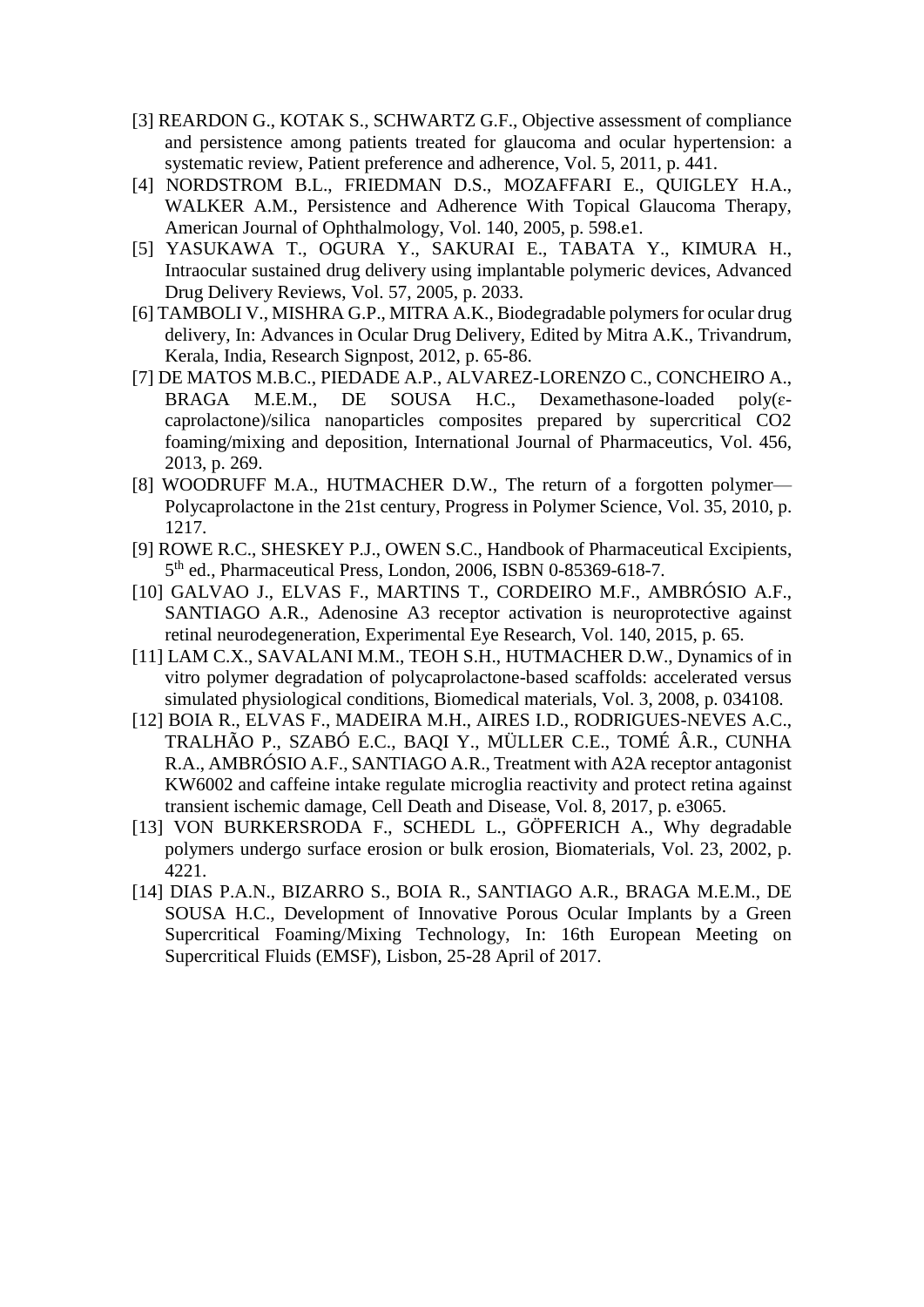[3] REARDON G., KOTAK S., SCHWARTZ G.F., Objective assessment of compliance and persistence among patients treated for glaucoma and ocular hypertension: a systematic review, Patient preference and adherence, Vol. 5, 2011, p. 441.

[4] NORDSTROM B.L., FRIEDMAN D.S., MOZAFFARI E., QUIGLEY H.A., WALKER A.M., Persistence and Adherence With Topical Glaucoma Therapy, American Journal of Ophthalmology, Vol. 140, 2005, p. 598.e1.

[5] YASUKAWA T., OGURA Y., SAKURAI E., TABATA Y., KIMURA H., Intraocular sustained drug delivery using implantable polymeric devices, Advanced Drug Delivery Reviews, Vol. 57, 2005, p. 2033.

[6] TAMBOLI V., MISHRA G.P., MITRA A.K., Biodegradable polymers for ocular drug delivery, In: Advances in Ocular Drug Delivery, Edited by Mitra A.K., Trivandrum, Kerala, India, Research Signpost, 2012, p. 65-86.

[7] DE MATOS M.B.C., PIEDADE A.P., ALVAREZ-LORENZO C., CONCHEIRO A., BRAGA M.E.M., DE SOUSA H.C., Dexamethasone-loaded poly(ε-caprolactone)/silica nanoparticles composites prepared by supercritical CO2 foaming/mixing and deposition, International Journal of Pharmaceutics, Vol. 456, 2013, p. 269.

[8] WOODRUFF M.A., HUTMACHER D.W., The return of a forgotten polymer—Polycaprolactone in the 21st century, Progress in Polymer Science, Vol. 35, 2010, p. 1217.

[9] ROWE R.C., SHESKEY P.J., OWEN S.C., Handbook of Pharmaceutical Excipients, 5th ed., Pharmaceutical Press, London, 2006, ISBN 0-85369-618-7.

[10] GALVAO J., ELVAS F., MARTINS T., CORDEIRO M.F., AMBRÓSIO A.F., SANTIAGO A.R., Adenosine A3 receptor activation is neuroprotective against retinal neurodegeneration, Experimental Eye Research, Vol. 140, 2015, p. 65.

[11] LAM C.X., SAVALANI M.M., TEOH S.H., HUTMACHER D.W., Dynamics of in vitro polymer degradation of polycaprolactone-based scaffolds: accelerated versus simulated physiological conditions, Biomedical materials, Vol. 3, 2008, p. 034108.

[12] BOIA R., ELVAS F., MADEIRA M.H., AIRES I.D., RODRIGUES-NEVES A.C., TRALHÃO P., SZABÓ E.C., BAQI Y., MÜLLER C.E., TOMÉ Â.R., CUNHA R.A., AMBRÓSIO A.F., SANTIAGO A.R., Treatment with A2A receptor antagonist KW6002 and caffeine intake regulate microglia reactivity and protect retina against transient ischemic damage, Cell Death and Disease, Vol. 8, 2017, p. e3065.

[13] VON BURKERSRODA F., SCHEDL L., GÖPFERICH A., Why degradable polymers undergo surface erosion or bulk erosion, Biomaterials, Vol. 23, 2002, p. 4221.

[14] DIAS P.A.N., BIZARRO S., BOIA R., SANTIAGO A.R., BRAGA M.E.M., DE SOUSA H.C., Development of Innovative Porous Ocular Implants by a Green Supercritical Foaming/Mixing Technology, In: 16th European Meeting on Supercritical Fluids (EMSF), Lisbon, 25-28 April of 2017.